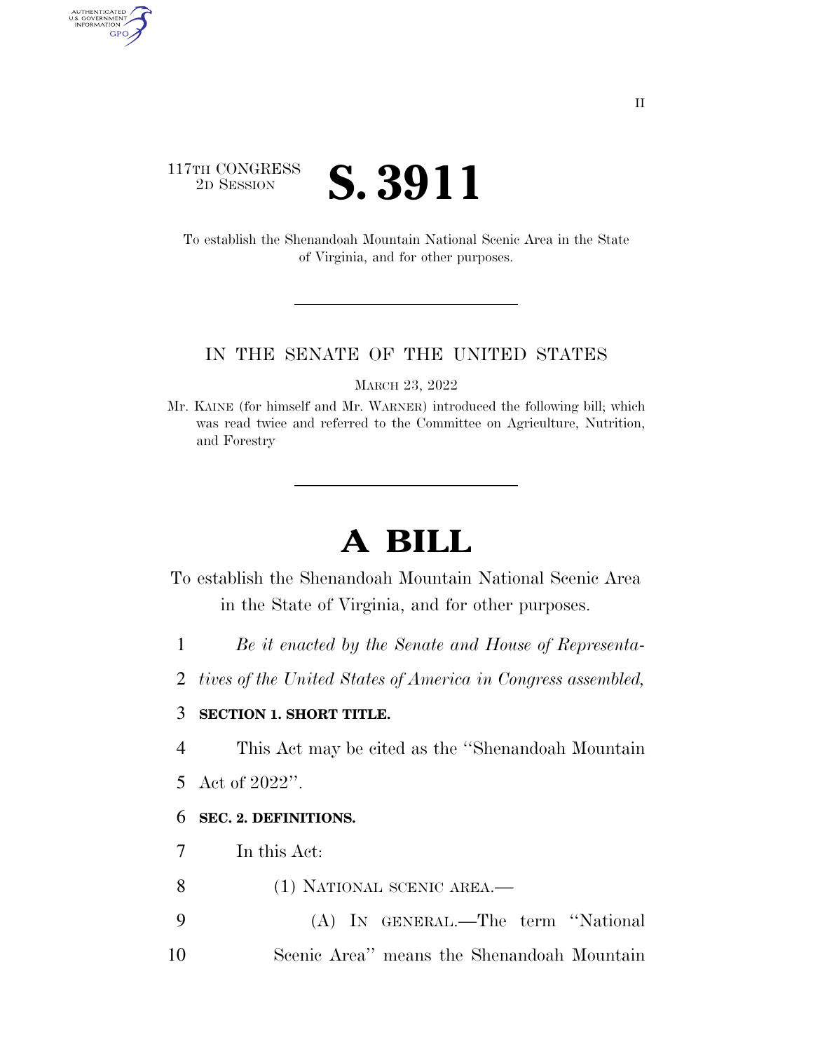II

117TH CONGRESS
2D SESSION

# S. 3911

To establish the Shenandoah Mountain National Scenic Area in the State of Virginia, and for other purposes.

---

IN THE SENATE OF THE UNITED STATES

MARCH 23, 2022

Mr. KAINE (for himself and Mr. WARNER) introduced the following bill; which was read twice and referred to the Committee on Agriculture, Nutrition, and Forestry

---

# A BILL

To establish the Shenandoah Mountain National Scenic Area in the State of Virginia, and for other purposes.

1 *Be it enacted by the Senate and House of Representa-*
2 *tives of the United States of America in Congress assembled,*

3 **SECTION 1. SHORT TITLE.**

4 This Act may be cited as the "Shenandoah Mountain
5 Act of 2022".

6 **SEC. 2. DEFINITIONS.**

7 In this Act:

8 (1) NATIONAL SCENIC AREA.—

9 (A) IN GENERAL.—The term "National
10 Scenic Area" means the Shenandoah Mountain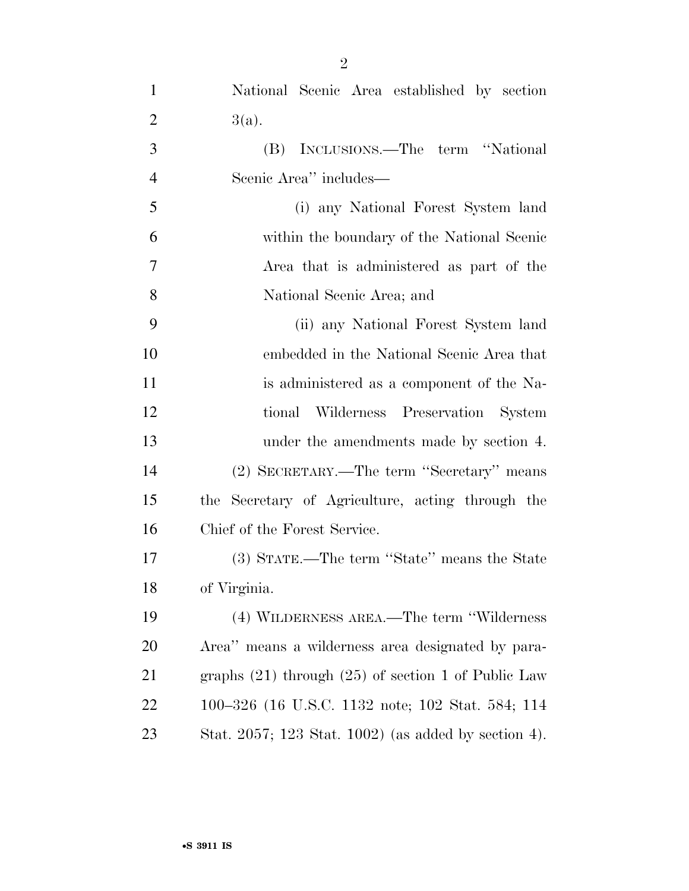National Scenic Area established by section 3(a).

(B) INCLUSIONS.—The term ''National Scenic Area'' includes—

(i) any National Forest System land within the boundary of the National Scenic Area that is administered as part of the National Scenic Area; and

(ii) any National Forest System land embedded in the National Scenic Area that is administered as a component of the National Wilderness Preservation System under the amendments made by section 4.

(2) SECRETARY.—The term ''Secretary'' means the Secretary of Agriculture, acting through the Chief of the Forest Service.

(3) STATE.—The term ''State'' means the State of Virginia.

(4) WILDERNESS AREA.—The term ''Wilderness Area'' means a wilderness area designated by paragraphs (21) through (25) of section 1 of Public Law 100–326 (16 U.S.C. 1132 note; 102 Stat. 584; 114 Stat. 2057; 123 Stat. 1002) (as added by section 4).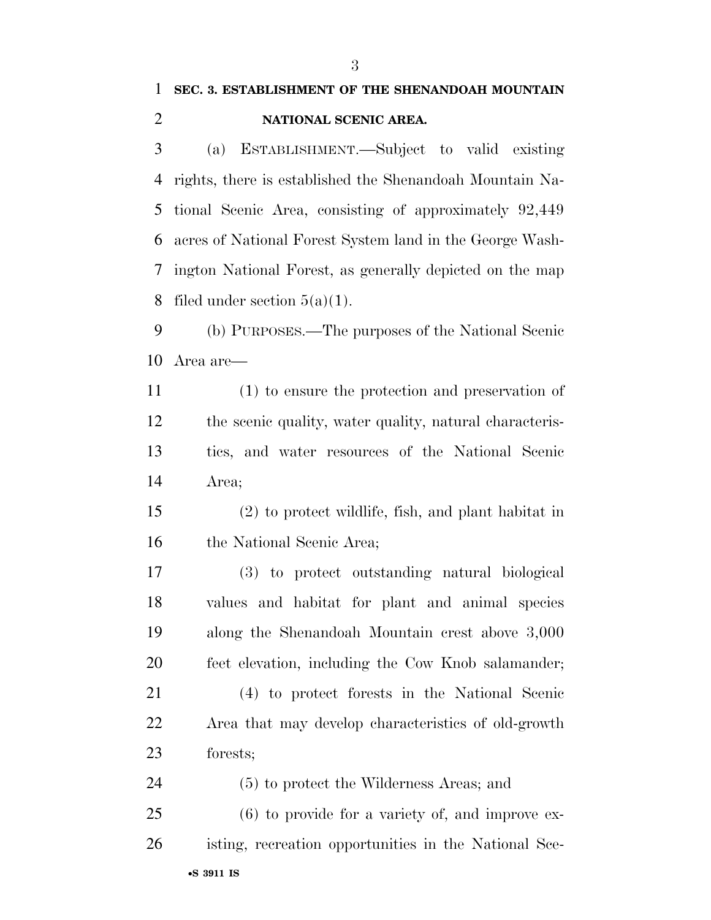## SEC. 3. ESTABLISHMENT OF THE SHENANDOAH MOUNTAIN NATIONAL SCENIC AREA.

(a) ESTABLISHMENT.—Subject to valid existing rights, there is established the Shenandoah Mountain National Scenic Area, consisting of approximately 92,449 acres of National Forest System land in the George Washington National Forest, as generally depicted on the map filed under section 5(a)(1).

(b) PURPOSES.—The purposes of the National Scenic Area are—

(1) to ensure the protection and preservation of the scenic quality, water quality, natural characteristics, and water resources of the National Scenic Area;

(2) to protect wildlife, fish, and plant habitat in the National Scenic Area;

(3) to protect outstanding natural biological values and habitat for plant and animal species along the Shenandoah Mountain crest above 3,000 feet elevation, including the Cow Knob salamander;

(4) to protect forests in the National Scenic Area that may develop characteristics of old-growth forests;

(5) to protect the Wilderness Areas; and

(6) to provide for a variety of, and improve existing, recreation opportunities in the National Sce-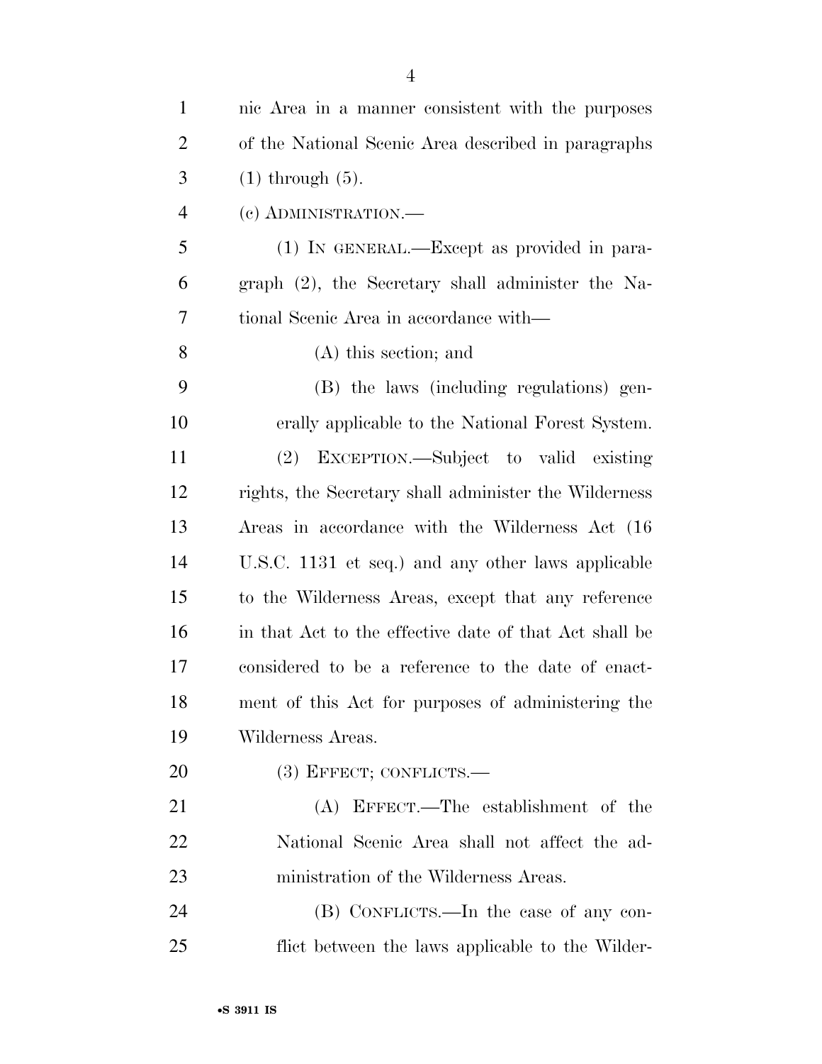nic Area in a manner consistent with the purposes of the National Scenic Area described in paragraphs (1) through (5).

(c) ADMINISTRATION.—

(1) IN GENERAL.—Except as provided in paragraph (2), the Secretary shall administer the National Scenic Area in accordance with—

(A) this section; and

(B) the laws (including regulations) generally applicable to the National Forest System.

(2) EXCEPTION.—Subject to valid existing rights, the Secretary shall administer the Wilderness Areas in accordance with the Wilderness Act (16 U.S.C. 1131 et seq.) and any other laws applicable to the Wilderness Areas, except that any reference in that Act to the effective date of that Act shall be considered to be a reference to the date of enactment of this Act for purposes of administering the Wilderness Areas.

(3) EFFECT; CONFLICTS.—

(A) EFFECT.—The establishment of the National Scenic Area shall not affect the administration of the Wilderness Areas.

(B) CONFLICTS.—In the case of any conflict between the laws applicable to the Wilder-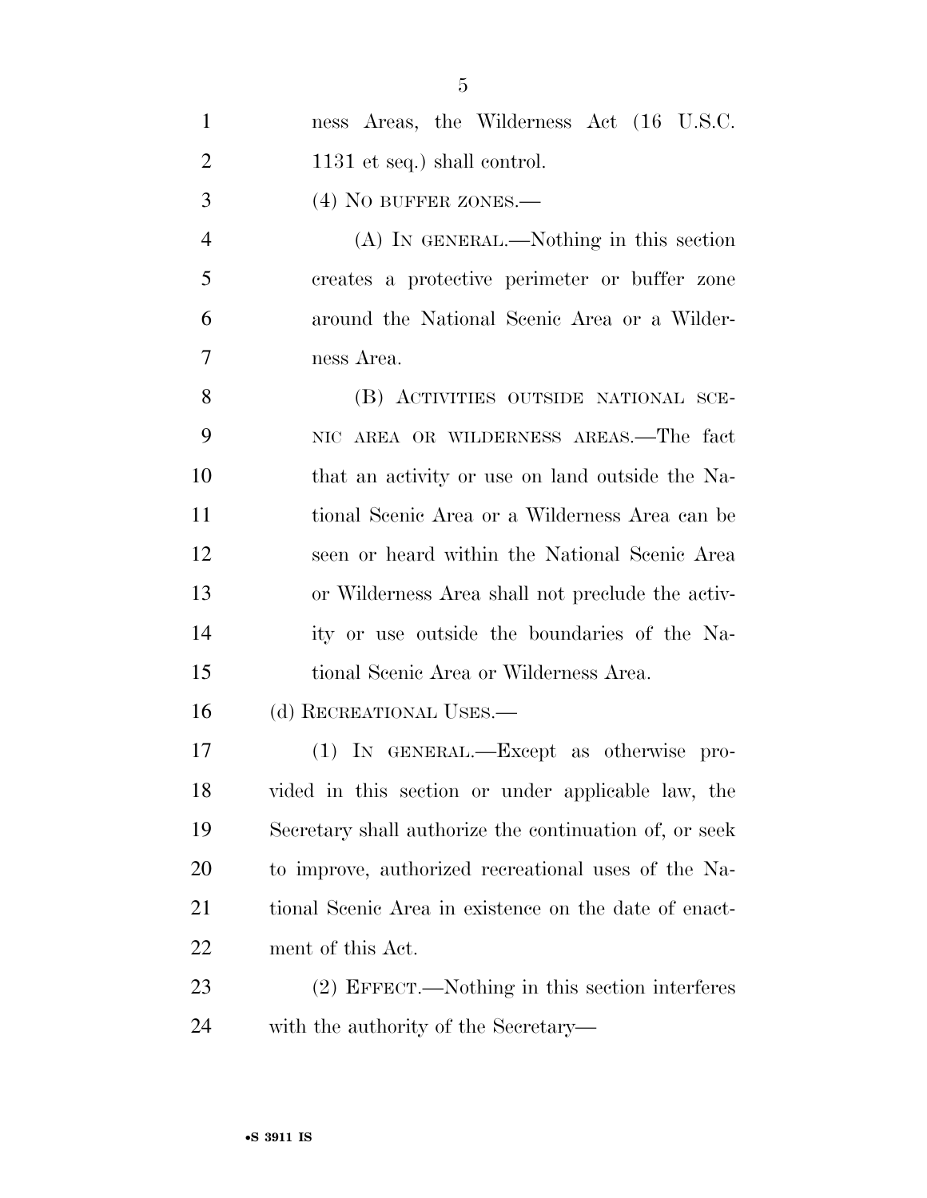ness Areas, the Wilderness Act (16 U.S.C. 1131 et seq.) shall control.

(4) NO BUFFER ZONES.—

(A) IN GENERAL.—Nothing in this section creates a protective perimeter or buffer zone around the National Scenic Area or a Wilderness Area.

(B) ACTIVITIES OUTSIDE NATIONAL SCENIC AREA OR WILDERNESS AREAS.—The fact that an activity or use on land outside the National Scenic Area or a Wilderness Area can be seen or heard within the National Scenic Area or Wilderness Area shall not preclude the activity or use outside the boundaries of the National Scenic Area or Wilderness Area.

(d) RECREATIONAL USES.—

(1) IN GENERAL.—Except as otherwise provided in this section or under applicable law, the Secretary shall authorize the continuation of, or seek to improve, authorized recreational uses of the National Scenic Area in existence on the date of enactment of this Act.

(2) EFFECT.—Nothing in this section interferes with the authority of the Secretary—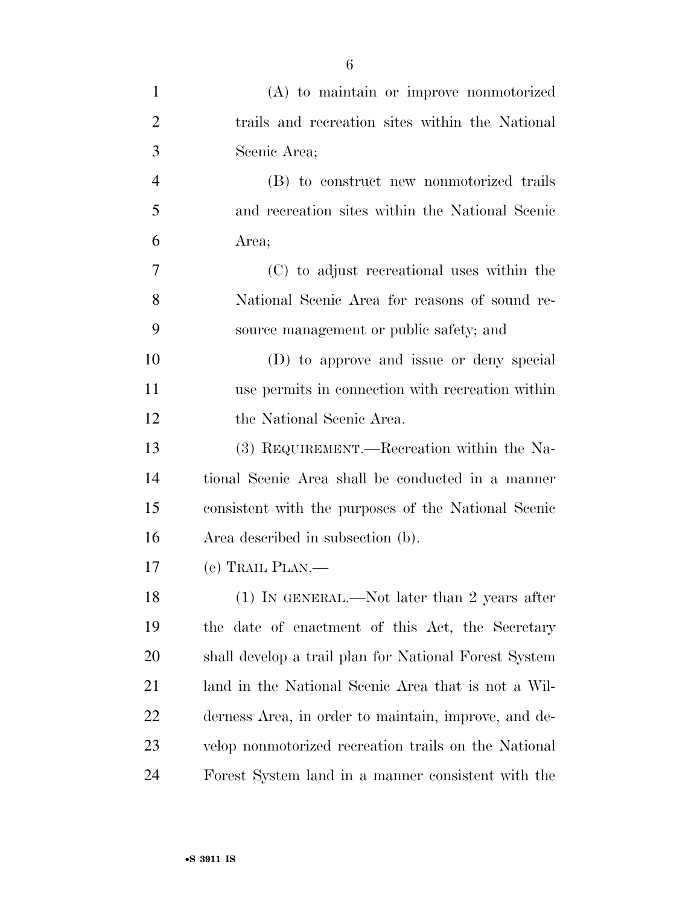(A) to maintain or improve nonmotorized trails and recreation sites within the National Scenic Area;

(B) to construct new nonmotorized trails and recreation sites within the National Scenic Area;

(C) to adjust recreational uses within the National Scenic Area for reasons of sound resource management or public safety; and

(D) to approve and issue or deny special use permits in connection with recreation within the National Scenic Area.

(3) REQUIREMENT.—Recreation within the National Scenic Area shall be conducted in a manner consistent with the purposes of the National Scenic Area described in subsection (b).

(e) TRAIL PLAN.—

(1) IN GENERAL.—Not later than 2 years after the date of enactment of this Act, the Secretary shall develop a trail plan for National Forest System land in the National Scenic Area that is not a Wilderness Area, in order to maintain, improve, and develop nonmotorized recreation trails on the National Forest System land in a manner consistent with the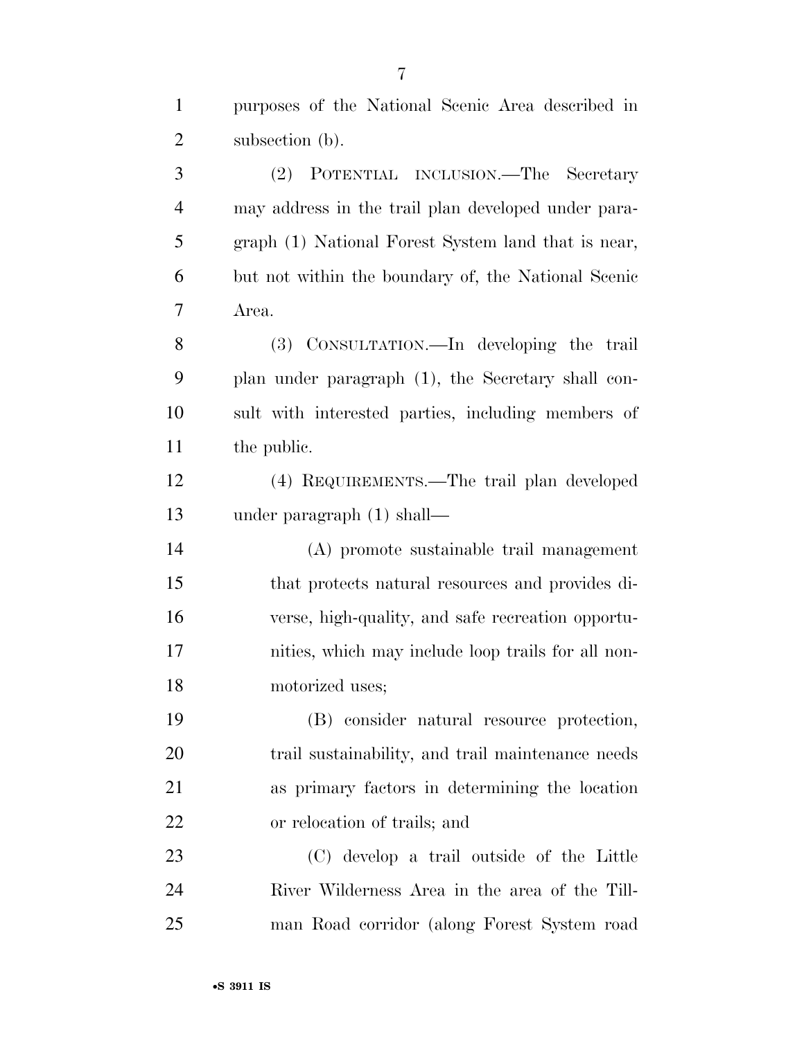purposes of the National Scenic Area described in subsection (b).

(2) POTENTIAL INCLUSION.—The Secretary may address in the trail plan developed under paragraph (1) National Forest System land that is near, but not within the boundary of, the National Scenic Area.

(3) CONSULTATION.—In developing the trail plan under paragraph (1), the Secretary shall consult with interested parties, including members of the public.

(4) REQUIREMENTS.—The trail plan developed under paragraph (1) shall—

(A) promote sustainable trail management that protects natural resources and provides diverse, high-quality, and safe recreation opportunities, which may include loop trails for all non-motorized uses;

(B) consider natural resource protection, trail sustainability, and trail maintenance needs as primary factors in determining the location or relocation of trails; and

(C) develop a trail outside of the Little River Wilderness Area in the area of the Tillman Road corridor (along Forest System road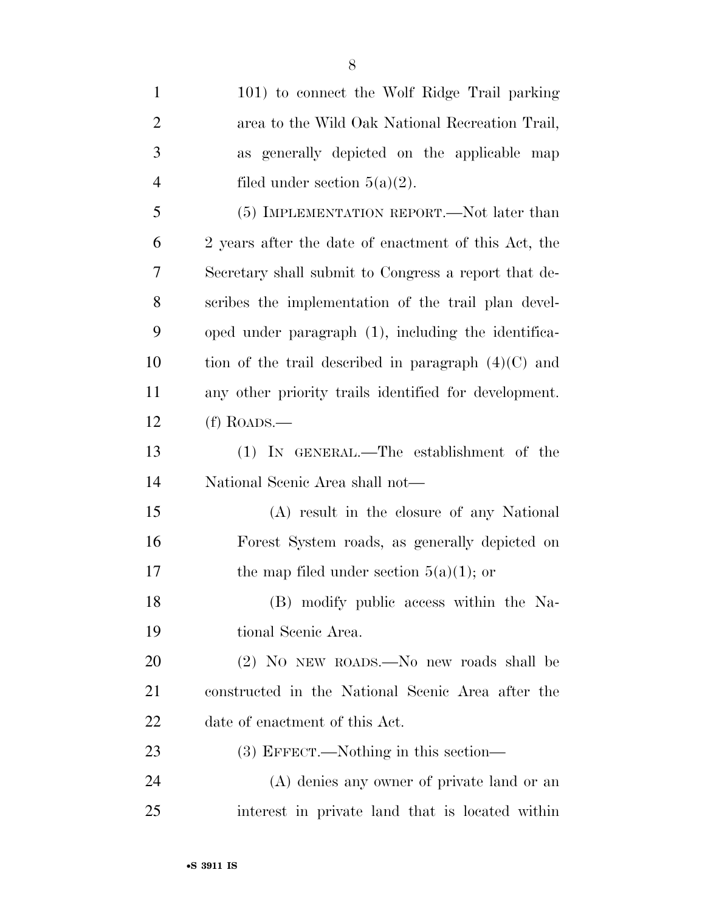101) to connect the Wolf Ridge Trail parking area to the Wild Oak National Recreation Trail, as generally depicted on the applicable map filed under section 5(a)(2).

(5) IMPLEMENTATION REPORT.—Not later than 2 years after the date of enactment of this Act, the Secretary shall submit to Congress a report that describes the implementation of the trail plan developed under paragraph (1), including the identification of the trail described in paragraph (4)(C) and any other priority trails identified for development.

(f) ROADS.—

(1) IN GENERAL.—The establishment of the National Scenic Area shall not—

(A) result in the closure of any National Forest System roads, as generally depicted on the map filed under section 5(a)(1); or

(B) modify public access within the National Scenic Area.

(2) NO NEW ROADS.—No new roads shall be constructed in the National Scenic Area after the date of enactment of this Act.

(3) EFFECT.—Nothing in this section—

(A) denies any owner of private land or an interest in private land that is located within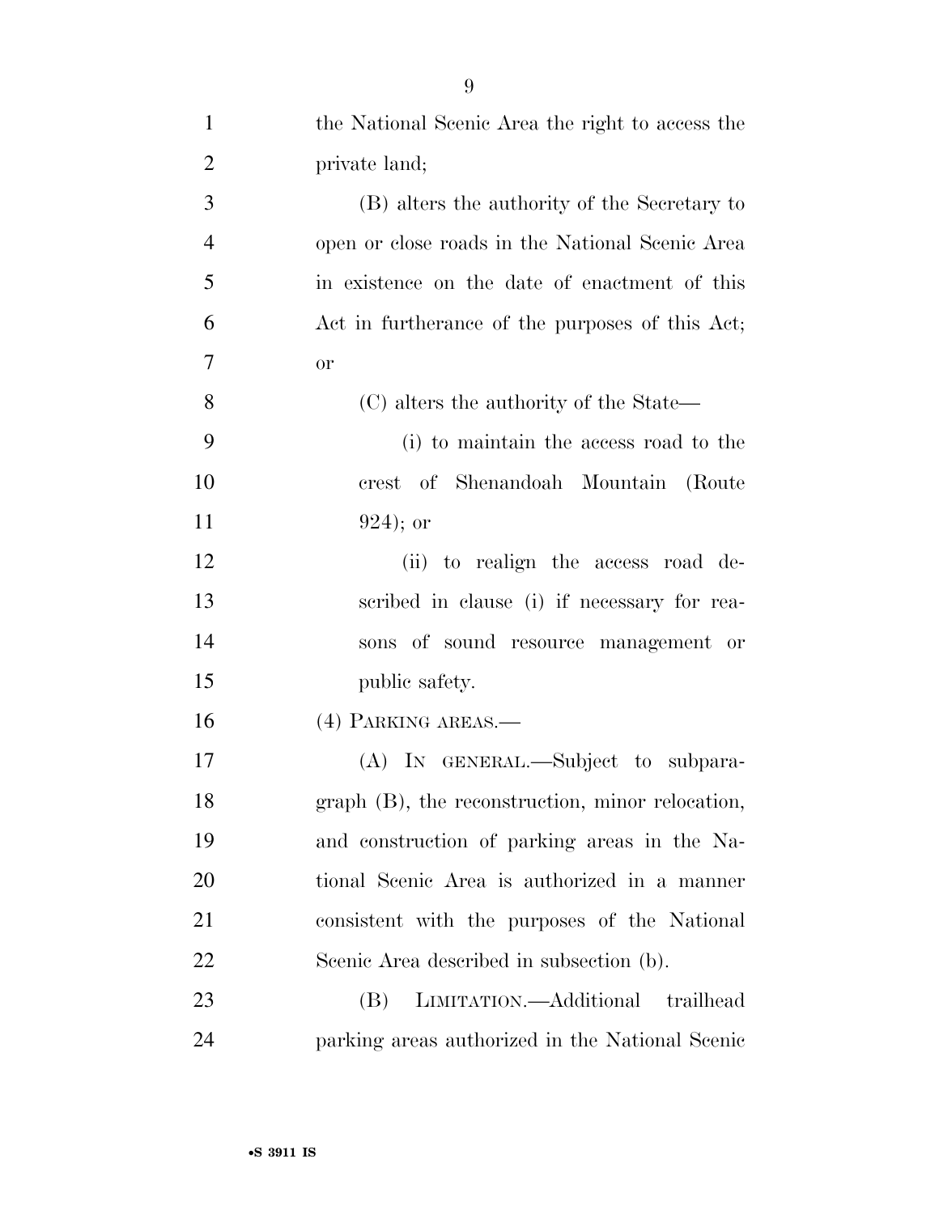the National Scenic Area the right to access the private land;

(B) alters the authority of the Secretary to open or close roads in the National Scenic Area in existence on the date of enactment of this Act in furtherance of the purposes of this Act; or

(C) alters the authority of the State—

(i) to maintain the access road to the crest of Shenandoah Mountain (Route 924); or

(ii) to realign the access road described in clause (i) if necessary for reasons of sound resource management or public safety.

(4) PARKING AREAS.—

(A) IN GENERAL.—Subject to subparagraph (B), the reconstruction, minor relocation, and construction of parking areas in the National Scenic Area is authorized in a manner consistent with the purposes of the National Scenic Area described in subsection (b).

(B) LIMITATION.—Additional trailhead parking areas authorized in the National Scenic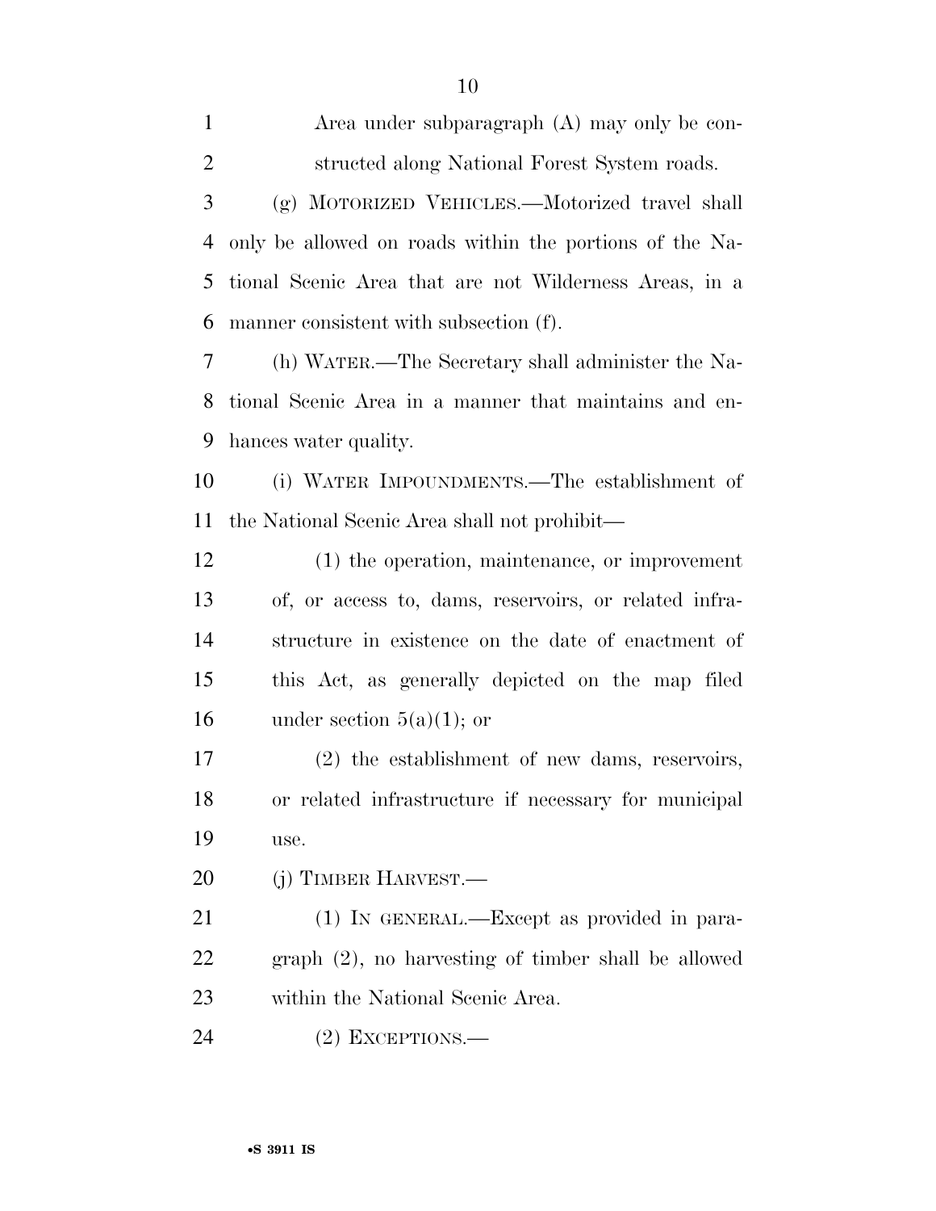Area under subparagraph (A) may only be constructed along National Forest System roads.

(g) MOTORIZED VEHICLES.—Motorized travel shall only be allowed on roads within the portions of the National Scenic Area that are not Wilderness Areas, in a manner consistent with subsection (f).

(h) WATER.—The Secretary shall administer the National Scenic Area in a manner that maintains and enhances water quality.

(i) WATER IMPOUNDMENTS.—The establishment of the National Scenic Area shall not prohibit—

(1) the operation, maintenance, or improvement of, or access to, dams, reservoirs, or related infrastructure in existence on the date of enactment of this Act, as generally depicted on the map filed under section 5(a)(1); or

(2) the establishment of new dams, reservoirs, or related infrastructure if necessary for municipal use.

(j) TIMBER HARVEST.—

(1) IN GENERAL.—Except as provided in paragraph (2), no harvesting of timber shall be allowed within the National Scenic Area.

(2) EXCEPTIONS.—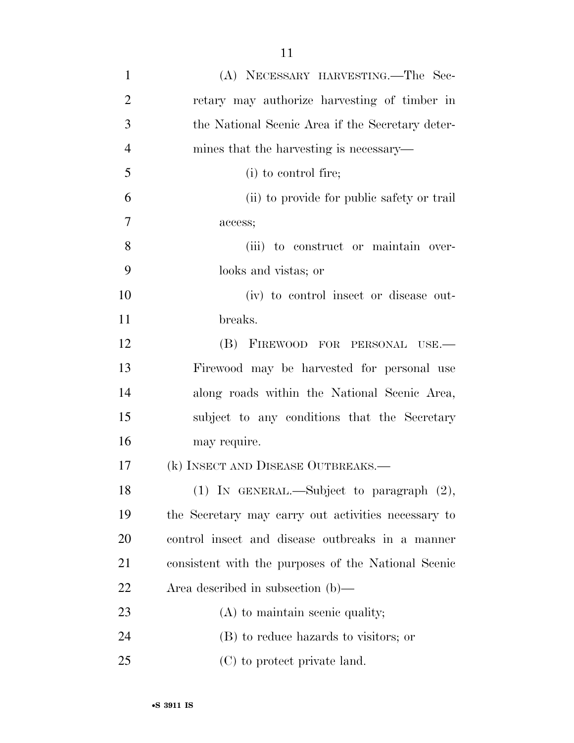(A) NECESSARY HARVESTING.—The Secretary may authorize harvesting of timber in the National Scenic Area if the Secretary determines that the harvesting is necessary—

(i) to control fire;

(ii) to provide for public safety or trail access;

(iii) to construct or maintain overlooks and vistas; or

(iv) to control insect or disease outbreaks.

(B) FIREWOOD FOR PERSONAL USE.—Firewood may be harvested for personal use along roads within the National Scenic Area, subject to any conditions that the Secretary may require.

(k) INSECT AND DISEASE OUTBREAKS.—

(1) IN GENERAL.—Subject to paragraph (2), the Secretary may carry out activities necessary to control insect and disease outbreaks in a manner consistent with the purposes of the National Scenic Area described in subsection (b)—

(A) to maintain scenic quality;

(B) to reduce hazards to visitors; or

(C) to protect private land.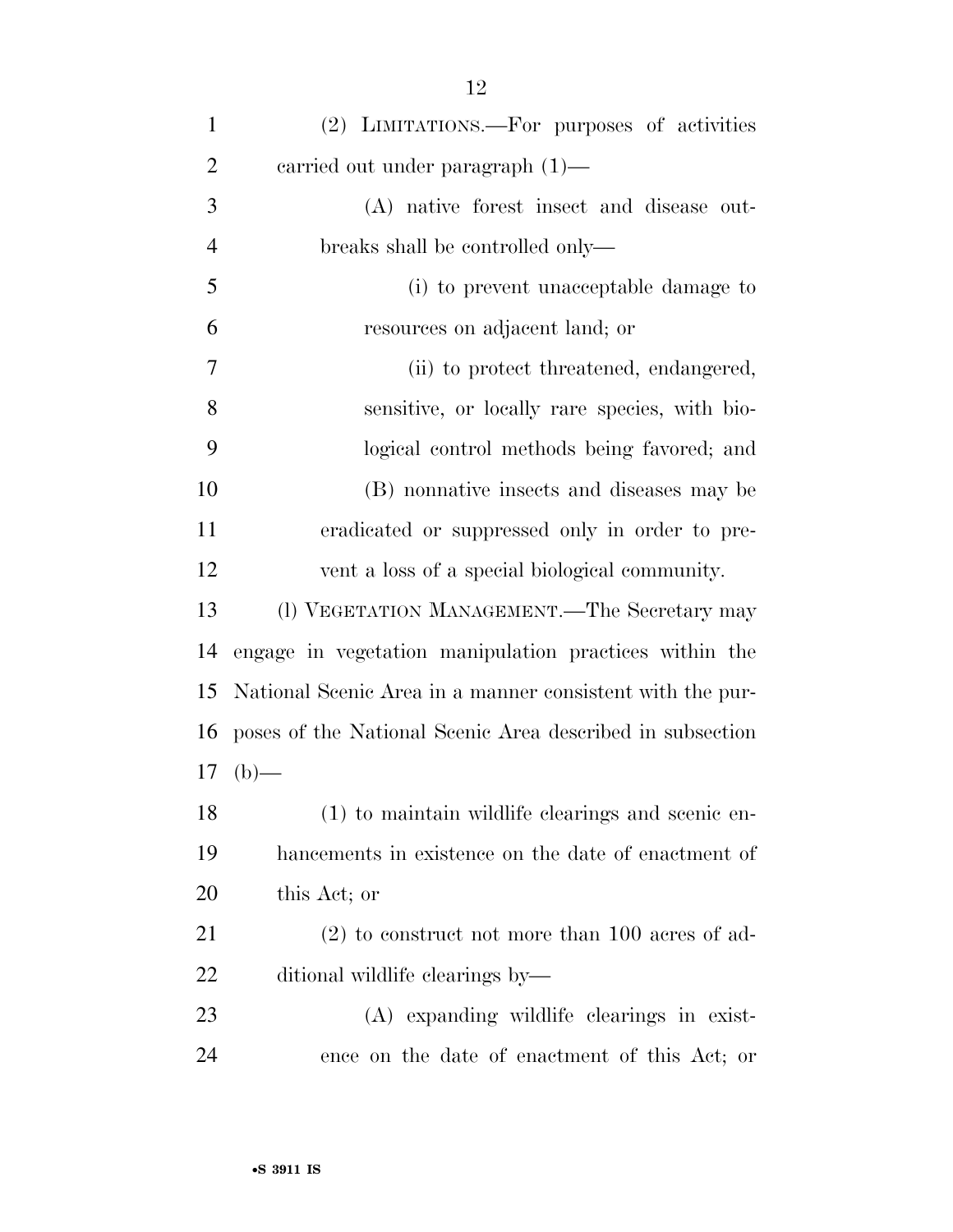(2) LIMITATIONS.—For purposes of activities carried out under paragraph (1)—

(A) native forest insect and disease outbreaks shall be controlled only—

(i) to prevent unacceptable damage to resources on adjacent land; or

(ii) to protect threatened, endangered, sensitive, or locally rare species, with biological control methods being favored; and

(B) nonnative insects and diseases may be eradicated or suppressed only in order to prevent a loss of a special biological community.

(l) VEGETATION MANAGEMENT.—The Secretary may engage in vegetation manipulation practices within the National Scenic Area in a manner consistent with the purposes of the National Scenic Area described in subsection (b)—

(1) to maintain wildlife clearings and scenic enhancements in existence on the date of enactment of this Act; or

(2) to construct not more than 100 acres of additional wildlife clearings by—

(A) expanding wildlife clearings in existence on the date of enactment of this Act; or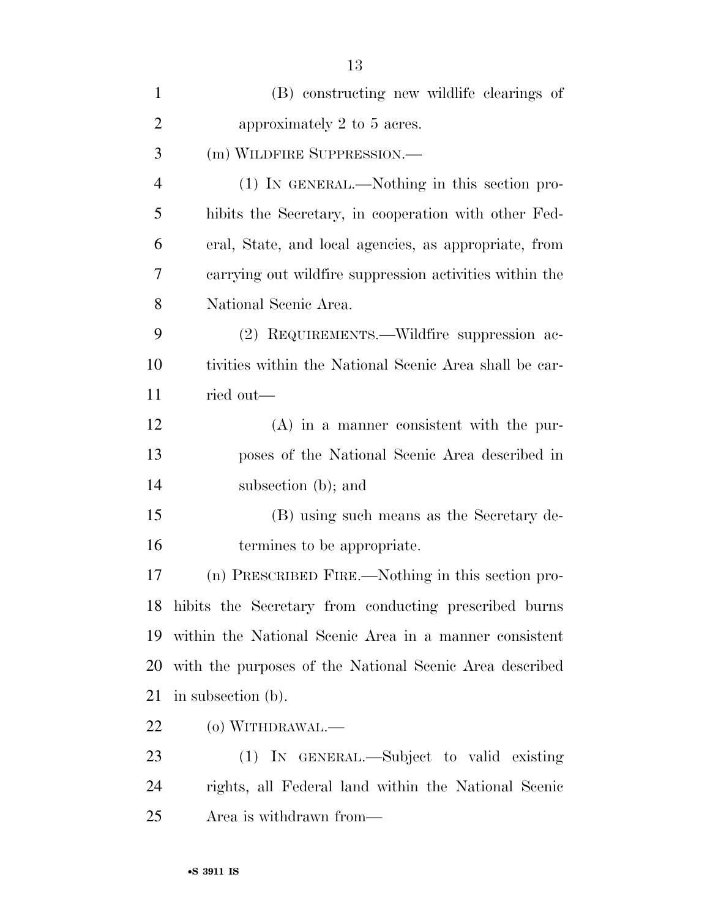(B) constructing new wildlife clearings of approximately 2 to 5 acres.

(m) WILDFIRE SUPPRESSION.—

(1) IN GENERAL.—Nothing in this section prohibits the Secretary, in cooperation with other Federal, State, and local agencies, as appropriate, from carrying out wildfire suppression activities within the National Scenic Area.

(2) REQUIREMENTS.—Wildfire suppression activities within the National Scenic Area shall be carried out—

(A) in a manner consistent with the purposes of the National Scenic Area described in subsection (b); and

(B) using such means as the Secretary determines to be appropriate.

(n) PRESCRIBED FIRE.—Nothing in this section prohibits the Secretary from conducting prescribed burns within the National Scenic Area in a manner consistent with the purposes of the National Scenic Area described in subsection (b).

(o) WITHDRAWAL.—

(1) IN GENERAL.—Subject to valid existing rights, all Federal land within the National Scenic Area is withdrawn from—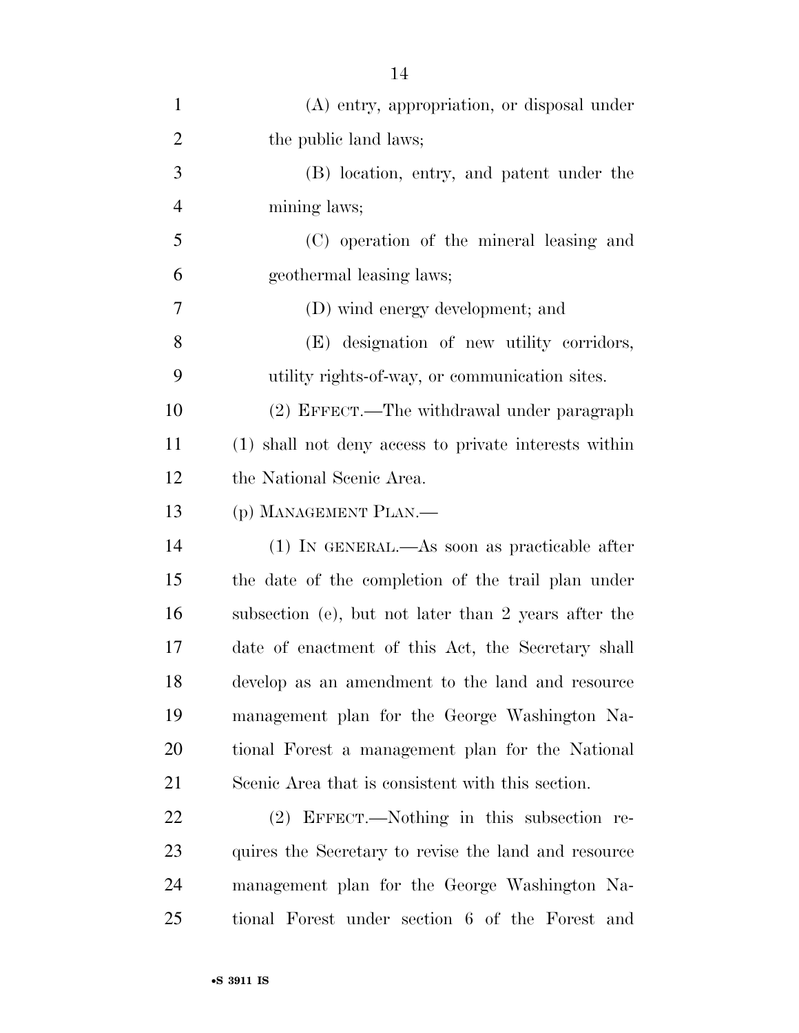(A) entry, appropriation, or disposal under the public land laws;

(B) location, entry, and patent under the mining laws;

(C) operation of the mineral leasing and geothermal leasing laws;

(D) wind energy development; and

(E) designation of new utility corridors, utility rights-of-way, or communication sites.

(2) EFFECT.—The withdrawal under paragraph (1) shall not deny access to private interests within the National Scenic Area.

(p) MANAGEMENT PLAN.—

(1) IN GENERAL.—As soon as practicable after the date of the completion of the trail plan under subsection (e), but not later than 2 years after the date of enactment of this Act, the Secretary shall develop as an amendment to the land and resource management plan for the George Washington National Forest a management plan for the National Scenic Area that is consistent with this section.

(2) EFFECT.—Nothing in this subsection requires the Secretary to revise the land and resource management plan for the George Washington National Forest under section 6 of the Forest and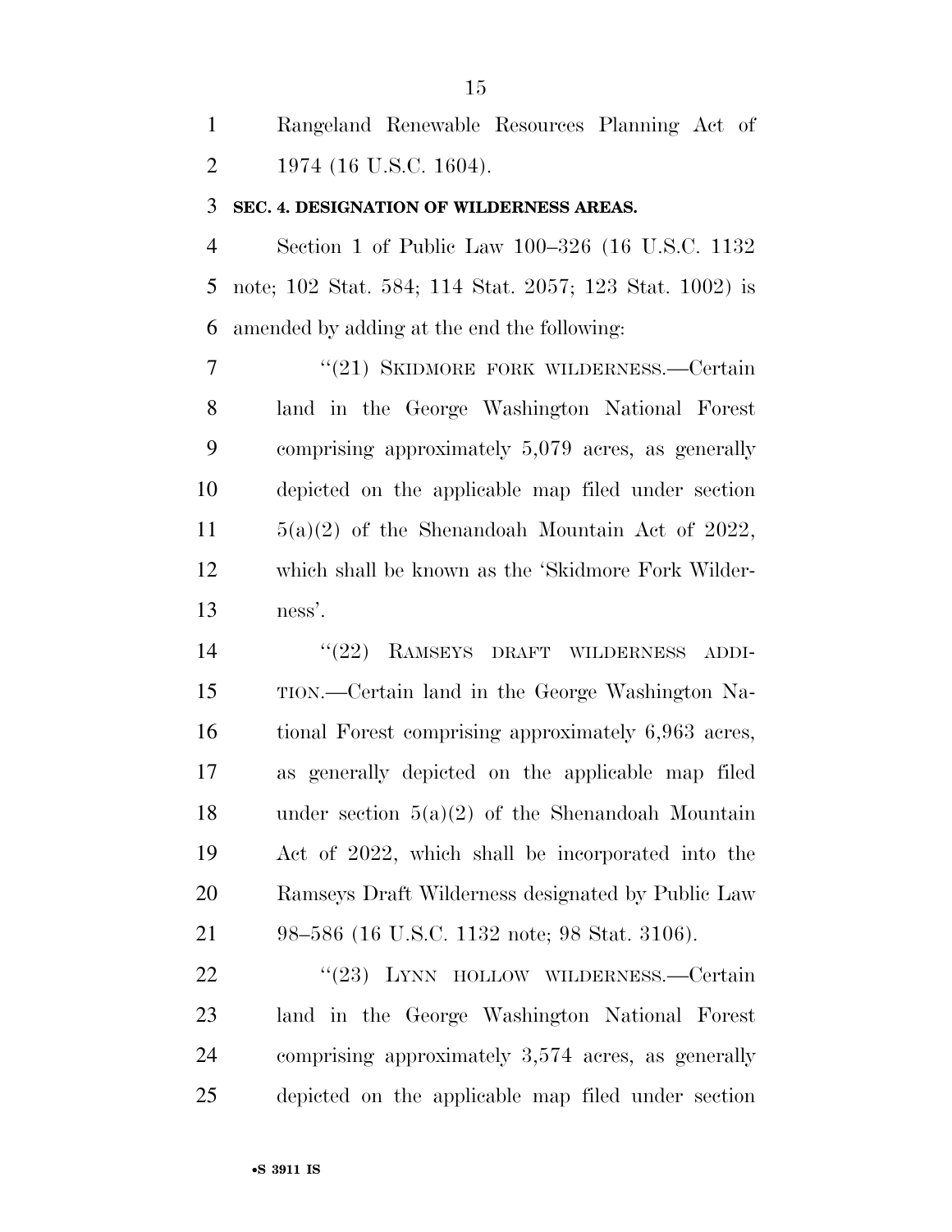Rangeland Renewable Resources Planning Act of 1974 (16 U.S.C. 1604).

**SEC. 4. DESIGNATION OF WILDERNESS AREAS.**

Section 1 of Public Law 100–326 (16 U.S.C. 1132 note; 102 Stat. 584; 114 Stat. 2057; 123 Stat. 1002) is amended by adding at the end the following:

"(21) SKIDMORE FORK WILDERNESS.—Certain land in the George Washington National Forest comprising approximately 5,079 acres, as generally depicted on the applicable map filed under section 5(a)(2) of the Shenandoah Mountain Act of 2022, which shall be known as the 'Skidmore Fork Wilderness'.

"(22) RAMSEYS DRAFT WILDERNESS ADDITION.—Certain land in the George Washington National Forest comprising approximately 6,963 acres, as generally depicted on the applicable map filed under section 5(a)(2) of the Shenandoah Mountain Act of 2022, which shall be incorporated into the Ramseys Draft Wilderness designated by Public Law 98–586 (16 U.S.C. 1132 note; 98 Stat. 3106).

"(23) LYNN HOLLOW WILDERNESS.—Certain land in the George Washington National Forest comprising approximately 3,574 acres, as generally depicted on the applicable map filed under section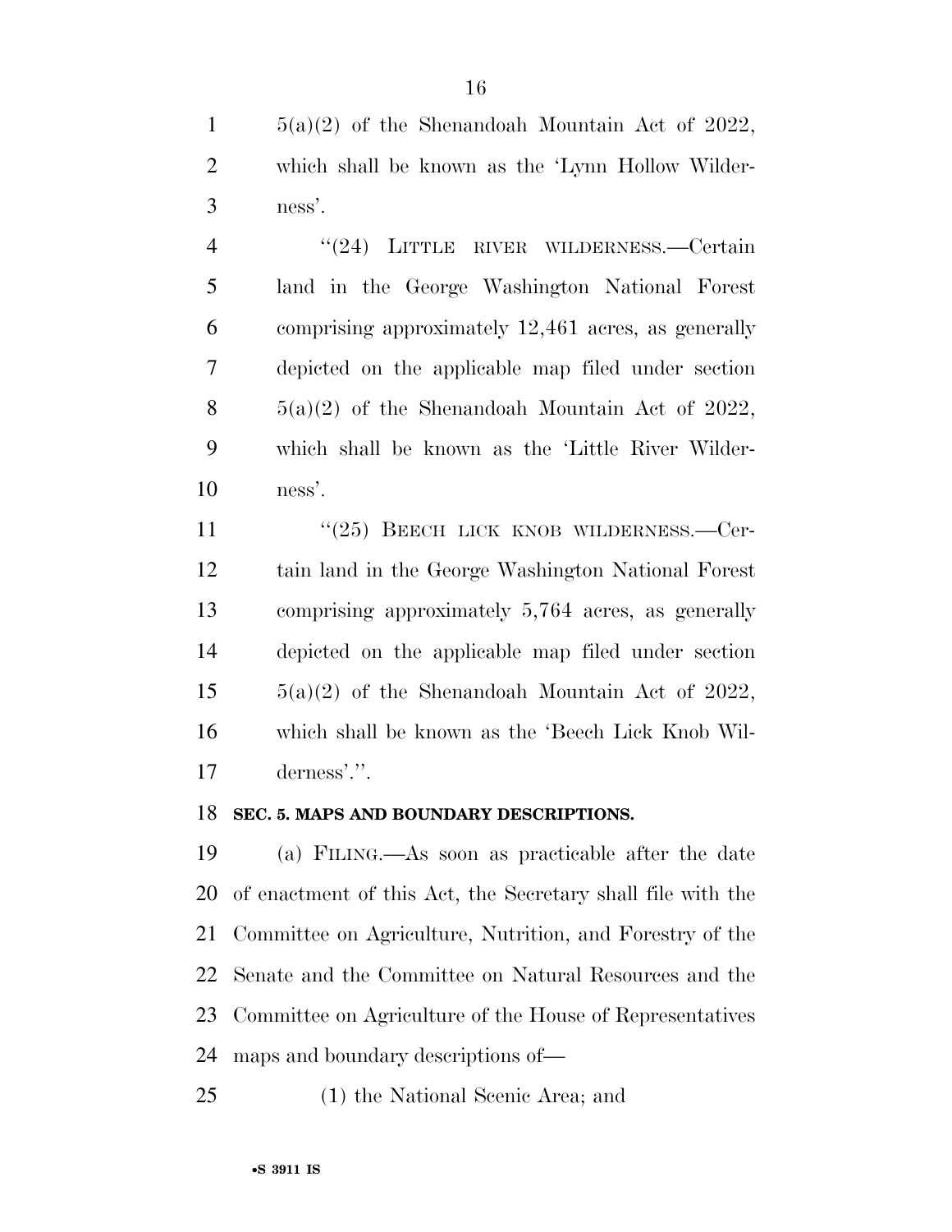5(a)(2) of the Shenandoah Mountain Act of 2022, which shall be known as the 'Lynn Hollow Wilderness'.

"(24) LITTLE RIVER WILDERNESS.—Certain land in the George Washington National Forest comprising approximately 12,461 acres, as generally depicted on the applicable map filed under section 5(a)(2) of the Shenandoah Mountain Act of 2022, which shall be known as the 'Little River Wilderness'.

"(25) BEECH LICK KNOB WILDERNESS.—Certain land in the George Washington National Forest comprising approximately 5,764 acres, as generally depicted on the applicable map filed under section 5(a)(2) of the Shenandoah Mountain Act of 2022, which shall be known as the 'Beech Lick Knob Wilderness'.".

**SEC. 5. MAPS AND BOUNDARY DESCRIPTIONS.**

(a) FILING.—As soon as practicable after the date of enactment of this Act, the Secretary shall file with the Committee on Agriculture, Nutrition, and Forestry of the Senate and the Committee on Natural Resources and the Committee on Agriculture of the House of Representatives maps and boundary descriptions of—

(1) the National Scenic Area; and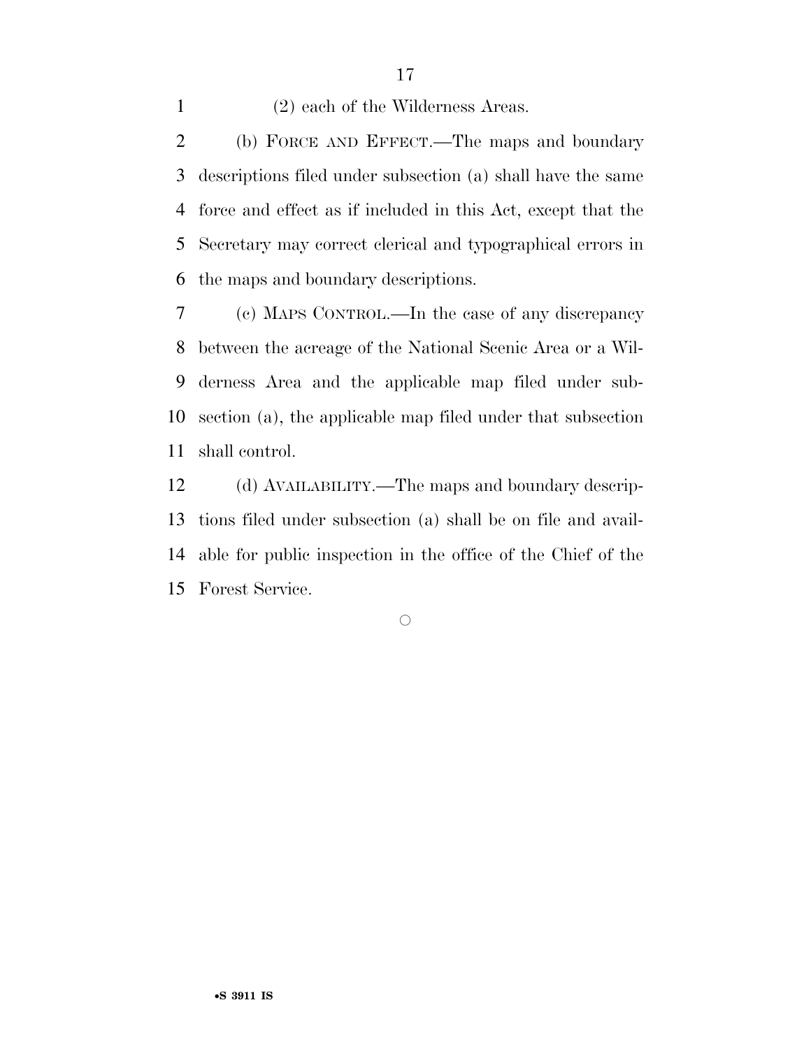(2) each of the Wilderness Areas.

(b) FORCE AND EFFECT.—The maps and boundary descriptions filed under subsection (a) shall have the same force and effect as if included in this Act, except that the Secretary may correct clerical and typographical errors in the maps and boundary descriptions.

(c) MAPS CONTROL.—In the case of any discrepancy between the acreage of the National Scenic Area or a Wilderness Area and the applicable map filed under subsection (a), the applicable map filed under that subsection shall control.

(d) AVAILABILITY.—The maps and boundary descriptions filed under subsection (a) shall be on file and available for public inspection in the office of the Chief of the Forest Service.

○